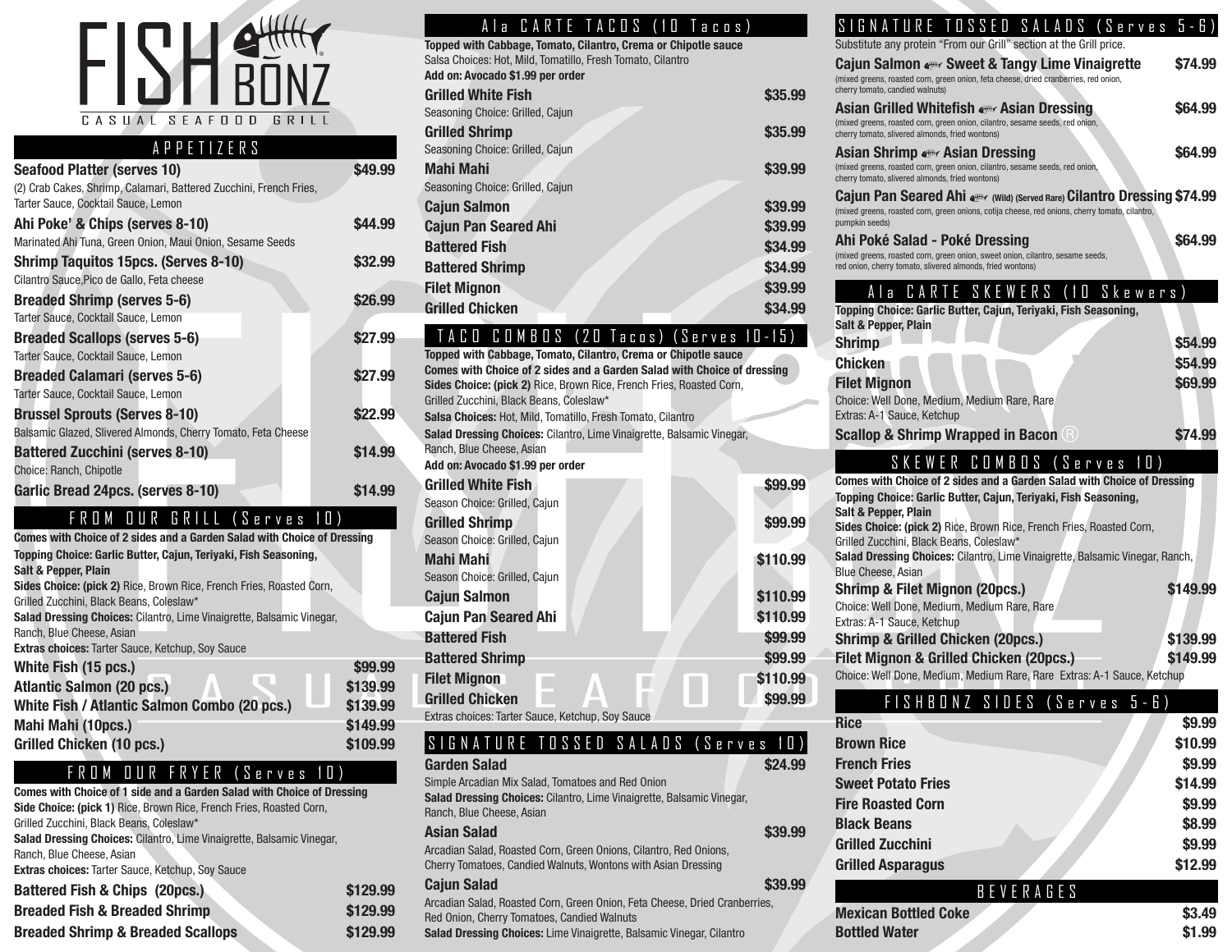# FISH BÕNZ

CASUAL SEAFOOD GRILL

## APPETIZERS

| Item | Price |
|---|---|
| **Seafood Platter (serves 10)** | **$49.99** |
| (2) Crab Cakes, Shrimp, Calamari, Battered Zucchini, French Fries, Tarter Sauce, Cocktail Sauce, Lemon | |
| **Ahi Poke' & Chips (serves 8-10)** | **$44.99** |
| Marinated Ahi Tuna, Green Onion, Maui Onion, Sesame Seeds | |
| **Shrimp Taquitos 15pcs. (Serves 8-10)** | **$32.99** |
| Cilantro Sauce,Pico de Gallo, Feta cheese | |
| **Breaded Shrimp (serves 5-6)** | **$26.99** |
| Tarter Sauce, Cocktail Sauce, Lemon | |
| **Breaded Scallops (serves 5-6)** | **$27.99** |
| Tarter Sauce, Cocktail Sauce, Lemon | |
| **Breaded Calamari (serves 5-6)** | **$27.99** |
| Tarter Sauce, Cocktail Sauce, Lemon | |
| **Brussel Sprouts (Serves 8-10)** | **$22.99** |
| Balsamic Glazed, Slivered Almonds, Cherry Tomato, Feta Cheese | |
| **Battered Zucchini (serves 8-10)** | **$14.99** |
| Choice: Ranch, Chipotle | |
| **Garlic Bread 24pcs. (serves 8-10)** | **$14.99** |

## FROM OUR GRILL (Serves 10)

**Comes with Choice of 2 sides and a Garden Salad with Choice of Dressing**
**Topping Choice: Garlic Butter, Cajun, Teriyaki, Fish Seasoning, Salt & Pepper, Plain**
**Sides Choice: (pick 2)** Rice, Brown Rice, French Fries, Roasted Corn, Grilled Zucchini, Black Beans, Coleslaw*
**Salad Dressing Choices:** Cilantro, Lime Vinaigrette, Balsamic Vinegar, Ranch, Blue Cheese, Asian
**Extras choices:** Tarter Sauce, Ketchup, Soy Sauce

| Item | Price |
|---|---|
| **White Fish (15 pcs.)** | **$99.99** |
| **Atlantic Salmon (20 pcs.)** | **$139.99** |
| **White Fish / Atlantic Salmon Combo (20 pcs.)** | **$139.99** |
| **Mahi Mahi (10pcs.)** | **$149.99** |
| **Grilled Chicken (10 pcs.)** | **$109.99** |

## FROM OUR FRYER (Serves 10)

**Comes with Choice of 1 side and a Garden Salad with Choice of Dressing**
**Side Choice: (pick 1)** Rice, Brown Rice, French Fries, Roasted Corn, Grilled Zucchini, Black Beans, Coleslaw*
**Salad Dressing Choices:** Cilantro, Lime Vinaigrette, Balsamic Vinegar, Ranch, Blue Cheese, Asian
**Extras choices:** Tarter Sauce, Ketchup, Soy Sauce

| Item | Price |
|---|---|
| **Battered Fish & Chips (20pcs.)** | **$129.99** |
| **Breaded Fish & Breaded Shrimp** | **$129.99** |
| **Breaded Shrimp & Breaded Scallops** | **$129.99** |

## Ala CARTE TACOS (10 Tacos)

**Topped with Cabbage, Tomato, Cilantro, Crema or Chipotle sauce**
Salsa Choices: Hot, Mild, Tomatillo, Fresh Tomato, Cilantro
**Add on: Avocado $1.99 per order**

| Item | Price |
|---|---|
| **Grilled White Fish** | **$35.99** |
| Seasoning Choice: Grilled, Cajun | |
| **Grilled Shrimp** | **$35.99** |
| Seasoning Choice: Grilled, Cajun | |
| **Mahi Mahi** | **$39.99** |
| Seasoning Choice: Grilled, Cajun | |
| **Cajun Salmon** | **$39.99** |
| **Cajun Pan Seared Ahi** | **$39.99** |
| **Battered Fish** | **$34.99** |
| **Battered Shrimp** | **$34.99** |
| **Filet Mignon** | **$39.99** |
| **Grilled Chicken** | **$34.99** |

## TACO COMBOS (20 Tacos) (Serves 10-15)

**Topped with Cabbage, Tomato, Cilantro, Crema or Chipotle sauce**
**Comes with Choice of 2 sides and a Garden Salad with Choice of dressing**
**Sides Choice: (pick 2)** Rice, Brown Rice, French Fries, Roasted Corn, Grilled Zucchini, Black Beans, Coleslaw*
**Salsa Choices:** Hot, Mild, Tomatillo, Fresh Tomato, Cilantro
**Salad Dressing Choices:** Cilantro, Lime Vinaigrette, Balsamic Vinegar, Ranch, Blue Cheese, Asian
**Add on: Avocado $1.99 per order**

| Item | Price |
|---|---|
| **Grilled White Fish** | **$99.99** |
| Season Choice: Grilled, Cajun | |
| **Grilled Shrimp** | **$99.99** |
| Season Choice: Grilled, Cajun | |
| **Mahi Mahi** | **$110.99** |
| Season Choice: Grilled, Cajun | |
| **Cajun Salmon** | **$110.99** |
| **Cajun Pan Seared Ahi** | **$110.99** |
| **Battered Fish** | **$99.99** |
| **Battered Shrimp** | **$99.99** |
| **Filet Mignon** | **$110.99** |
| **Grilled Chicken** | **$99.99** |

Extras choices: Tarter Sauce, Ketchup, Soy Sauce

## SIGNATURE TOSSED SALADS (Serves 10)

| Item | Price |
|---|---|
| **Garden Salad** | **$24.99** |
| Simple Arcadian Mix Salad, Tomatoes and Red Onion | |
| **Salad Dressing Choices:** Cilantro, Lime Vinaigrette, Balsamic Vinegar, Ranch, Blue Cheese, Asian | |
| **Asian Salad** | **$39.99** |
| Arcadian Salad, Roasted Corn, Green Onions, Cilantro, Red Onions, Cherry Tomatoes, Candied Walnuts, Wontons with Asian Dressing | |
| **Cajun Salad** | **$39.99** |
| Arcadian Salad, Roasted Corn, Green Onion, Feta Cheese, Dried Cranberries, Red Onion, Cherry Tomatoes, Candied Walnuts | |
| **Salad Dressing Choices:** Lime Vinaigrette, Balsamic Vinegar, Cilantro | |

## SIGNATURE TOSSED SALADS (Serves 5-6)

Substitute any protein "From our Grill" section at the Grill price.

| Item | Price |
|---|---|
| **Cajun Salmon – Sweet & Tangy Lime Vinaigrette** | **$74.99** |
| (mixed greens, roasted corn, green onion, feta cheese, dried cranberries, red onion, cherry tomato, candied walnuts) | |
| **Asian Grilled Whitefish – Asian Dressing** | **$64.99** |
| (mixed greens, roasted corn, green onion, cilantro, sesame seeds, red onion, cherry tomato, slivered almonds, fried wontons) | |
| **Asian Shrimp – Asian Dressing** | **$64.99** |
| (mixed greens, roasted corn, green onion, cilantro, sesame seeds, red onion, cherry tomato, slivered almonds, fried wontons) | |
| **Cajun Pan Seared Ahi – (Wild) (Served Rare) Cilantro Dressing** | **$74.99** |
| (mixed greens, roasted corn, green onions, cotija cheese, red onions, cherry tomato, cilantro, pumpkin seeds) | |
| **Ahi Poké Salad - Poké Dressing** | **$64.99** |
| (mixed greens, roasted corn, green onion, sweet onion, cilantro, sesame seeds, red onion, cherry tomato, slivered almonds, fried wontons) | |

## Ala CARTE SKEWERS (10 Skewers)

**Topping Choice: Garlic Butter, Cajun, Teriyaki, Fish Seasoning, Salt & Pepper, Plain**

| Item | Price |
|---|---|
| **Shrimp** | **$54.99** |
| **Chicken** | **$54.99** |
| **Filet Mignon** | **$69.99** |
| Choice: Well Done, Medium, Medium Rare, Rare | |
| Extras: A-1 Sauce, Ketchup | |
| **Scallop & Shrimp Wrapped in Bacon** | **$74.99** |

## SKEWER COMBOS (Serves 10)

**Comes with Choice of 2 sides and a Garden Salad with Choice of Dressing**
**Topping Choice: Garlic Butter, Cajun, Teriyaki, Fish Seasoning, Salt & Pepper, Plain**
**Sides Choice: (pick 2)** Rice, Brown Rice, French Fries, Roasted Corn, Grilled Zucchini, Black Beans, Coleslaw*
**Salad Dressing Choices:** Cilantro, Lime Vinaigrette, Balsamic Vinegar, Ranch, Blue Cheese, Asian

| Item | Price |
|---|---|
| **Shrimp & Filet Mignon (20pcs.)** | **$149.99** |
| Choice: Well Done, Medium, Medium Rare, Rare | |
| Extras: A-1 Sauce, Ketchup | |
| **Shrimp & Grilled Chicken (20pcs.)** | **$139.99** |
| **Filet Mignon & Grilled Chicken (20pcs.)** | **$149.99** |
| Choice: Well Done, Medium, Medium Rare, Rare Extras: A-1 Sauce, Ketchup | |

## FISHBONZ SIDES (Serves 5-6)

| Item | Price |
|---|---|
| **Rice** | **$9.99** |
| **Brown Rice** | **$10.99** |
| **French Fries** | **$9.99** |
| **Sweet Potato Fries** | **$14.99** |
| **Fire Roasted Corn** | **$9.99** |
| **Black Beans** | **$8.99** |
| **Grilled Zucchini** | **$9.99** |
| **Grilled Asparagus** | **$12.99** |

## BEVERAGES

| Item | Price |
|---|---|
| **Mexican Bottled Coke** | **$3.49** |
| **Bottled Water** | **$1.99** |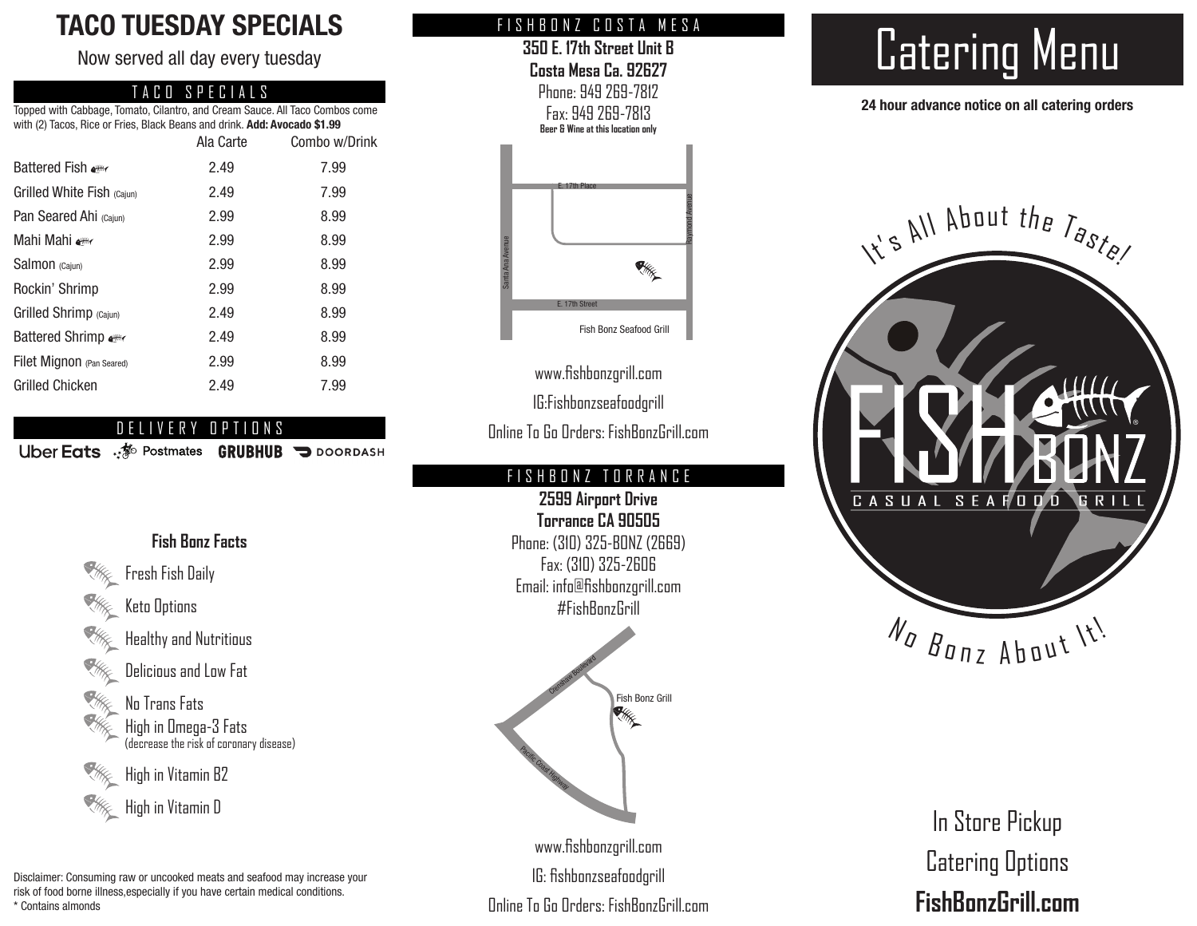# TACO TUESDAY SPECIALS

Now served all day every tuesday

## TACO SPECIALS

Topped with Cabbage, Tomato, Cilantro, and Cream Sauce. All Taco Combos come with (2) Tacos, Rice or Fries, Black Beans and drink. **Add: Avocado $1.99**

| | Ala Carte | Combo w/Drink |
|---|---|---|
| Battered Fish | 2.49 | 7.99 |
| Grilled White Fish (Cajun) | 2.49 | 7.99 |
| Pan Seared Ahi (Cajun) | 2.99 | 8.99 |
| Mahi Mahi | 2.99 | 8.99 |
| Salmon (Cajun) | 2.99 | 8.99 |
| Rockin' Shrimp | 2.99 | 8.99 |
| Grilled Shrimp (Cajun) | 2.49 | 8.99 |
| Battered Shrimp | 2.49 | 8.99 |
| Filet Mignon (Pan Seared) | 2.99 | 8.99 |
| Grilled Chicken | 2.49 | 7.99 |

## DELIVERY OPTIONS

Uber Eats Postmates GRUBHUB DOORDASH

### Fish Bonz Facts

- Fresh Fish Daily
- Keto Options
- Healthy and Nutritious
- Delicious and Low Fat
- No Trans Fats
- High in Omega-3 Fats (decrease the risk of coronary disease)
- High in Vitamin B2
- High in Vitamin D

Disclaimer: Consuming raw or uncooked meats and seafood may increase your risk of food borne illness,especially if you have certain medical conditions.
* Contains almonds

## FISHBONZ COSTA MESA

**350 E. 17th Street Unit B**
**Costa Mesa Ca. 92627**
Phone: 949 269-7812
Fax: 949 269-7813
**Beer & Wine at this location only**

E. 17th Place
Raymond Avenue
Santa Ana Avenue
E. 17th Street
Fish Bonz Seafood Grill

www.fishbonzgrill.com
IG:Fishbonzseafoodgrill
Online To Go Orders: FishBonzGrill.com

## FISHBONZ TORRANCE

**2599 Airport Drive**
**Torrance CA 90505**
Phone: (310) 325-BONZ (2669)
Fax: (310) 325-2606
Email: info@fishbonzgrill.com
#FishBonzGrill

Crenshaw Boulevard
Fish Bonz Grill
Pacific Coast Highway

www.fishbonzgrill.com
IG: fishbonzseafoodgrill
Online To Go Orders: FishBonzGrill.com

# Catering Menu

**24 hour advance notice on all catering orders**

It's All About the Taste!

FISH BONZ
CASUAL SEAFOOD GRILL

No Bonz About It!

In Store Pickup
Catering Options
**FishBonzGrill.com**